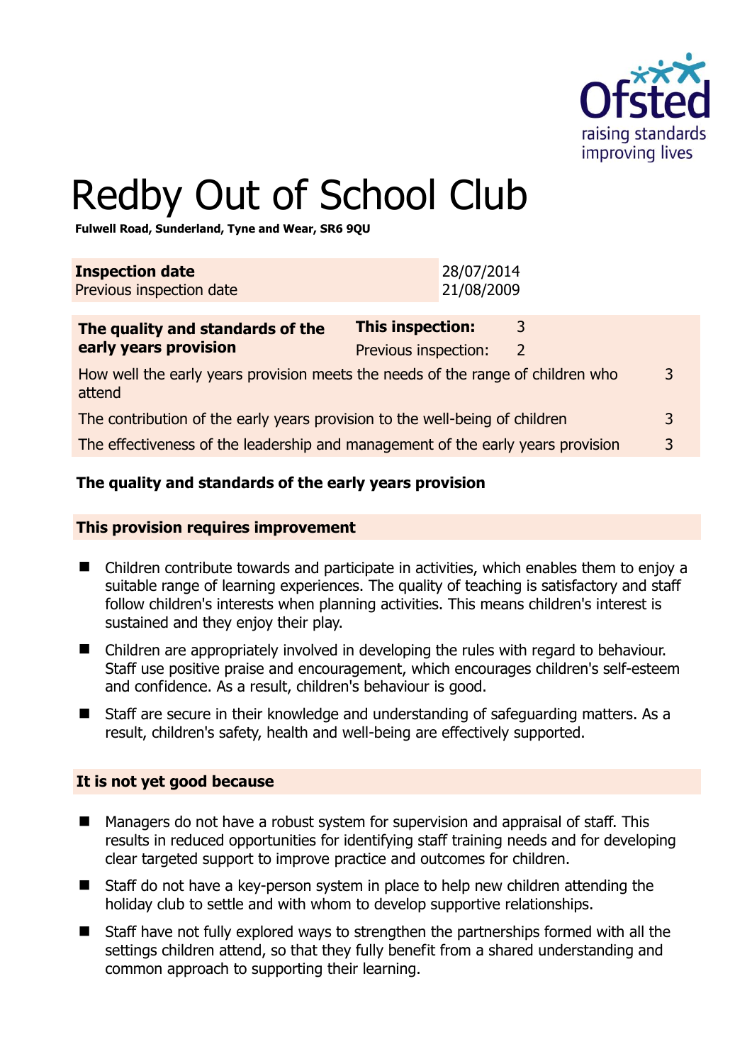# Redby Out of School Club

**Fulwell Road, Sunderland, Tyne and Wear, SR6 9QU**

| **Inspection date** | 28/07/2014 |
|---|---|
| Previous inspection date | 21/08/2009 |

| **The quality and standards of the early years provision** | **This inspection:** | 3 |
|---|---|---|
| | Previous inspection: | 2 |
| How well the early years provision meets the needs of the range of children who attend | | 3 |
| The contribution of the early years provision to the well-being of children | | 3 |
| The effectiveness of the leadership and management of the early years provision | | 3 |

## The quality and standards of the early years provision

### This provision requires improvement

- Children contribute towards and participate in activities, which enables them to enjoy a suitable range of learning experiences. The quality of teaching is satisfactory and staff follow children's interests when planning activities. This means children's interest is sustained and they enjoy their play.
- Children are appropriately involved in developing the rules with regard to behaviour. Staff use positive praise and encouragement, which encourages children's self-esteem and confidence. As a result, children's behaviour is good.
- Staff are secure in their knowledge and understanding of safeguarding matters. As a result, children's safety, health and well-being are effectively supported.

### It is not yet good because

- Managers do not have a robust system for supervision and appraisal of staff. This results in reduced opportunities for identifying staff training needs and for developing clear targeted support to improve practice and outcomes for children.
- Staff do not have a key-person system in place to help new children attending the holiday club to settle and with whom to develop supportive relationships.
- Staff have not fully explored ways to strengthen the partnerships formed with all the settings children attend, so that they fully benefit from a shared understanding and common approach to supporting their learning.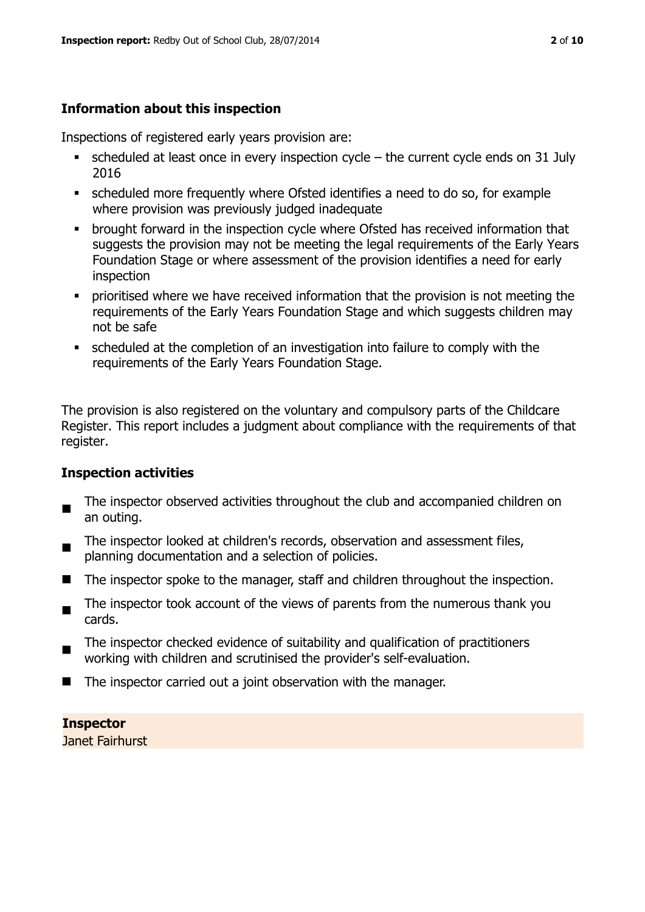## Information about this inspection

Inspections of registered early years provision are:

- scheduled at least once in every inspection cycle – the current cycle ends on 31 July 2016
- scheduled more frequently where Ofsted identifies a need to do so, for example where provision was previously judged inadequate
- brought forward in the inspection cycle where Ofsted has received information that suggests the provision may not be meeting the legal requirements of the Early Years Foundation Stage or where assessment of the provision identifies a need for early inspection
- prioritised where we have received information that the provision is not meeting the requirements of the Early Years Foundation Stage and which suggests children may not be safe
- scheduled at the completion of an investigation into failure to comply with the requirements of the Early Years Foundation Stage.

The provision is also registered on the voluntary and compulsory parts of the Childcare Register. This report includes a judgment about compliance with the requirements of that register.

## Inspection activities

- The inspector observed activities throughout the club and accompanied children on an outing.
- The inspector looked at children's records, observation and assessment files, planning documentation and a selection of policies.
- The inspector spoke to the manager, staff and children throughout the inspection.
- The inspector took account of the views of parents from the numerous thank you cards.
- The inspector checked evidence of suitability and qualification of practitioners working with children and scrutinised the provider's self-evaluation.
- The inspector carried out a joint observation with the manager.

**Inspector**
Janet Fairhurst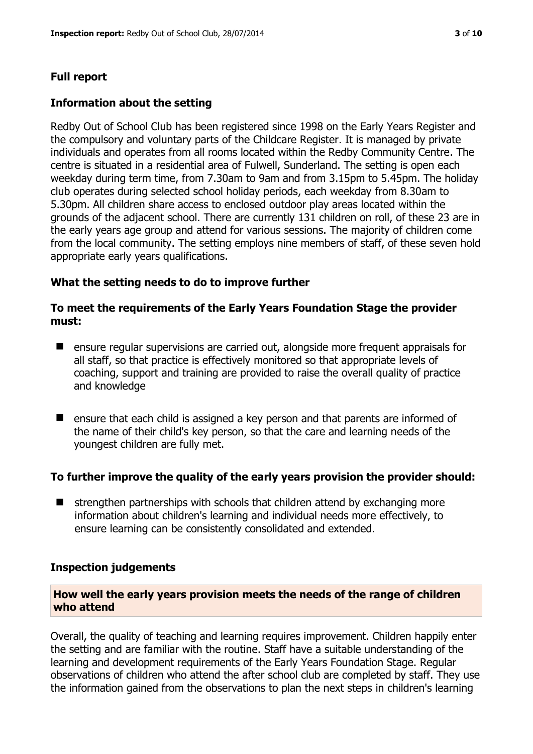## Full report

### Information about the setting

Redby Out of School Club has been registered since 1998 on the Early Years Register and the compulsory and voluntary parts of the Childcare Register. It is managed by private individuals and operates from all rooms located within the Redby Community Centre. The centre is situated in a residential area of Fulwell, Sunderland. The setting is open each weekday during term time, from 7.30am to 9am and from 3.15pm to 5.45pm. The holiday club operates during selected school holiday periods, each weekday from 8.30am to 5.30pm. All children share access to enclosed outdoor play areas located within the grounds of the adjacent school. There are currently 131 children on roll, of these 23 are in the early years age group and attend for various sessions. The majority of children come from the local community. The setting employs nine members of staff, of these seven hold appropriate early years qualifications.

### What the setting needs to do to improve further

#### To meet the requirements of the Early Years Foundation Stage the provider must:

- ensure regular supervisions are carried out, alongside more frequent appraisals for all staff, so that practice is effectively monitored so that appropriate levels of coaching, support and training are provided to raise the overall quality of practice and knowledge
- ensure that each child is assigned a key person and that parents are informed of the name of their child's key person, so that the care and learning needs of the youngest children are fully met.

#### To further improve the quality of the early years provision the provider should:

- strengthen partnerships with schools that children attend by exchanging more information about children's learning and individual needs more effectively, to ensure learning can be consistently consolidated and extended.

### Inspection judgements

#### How well the early years provision meets the needs of the range of children who attend

Overall, the quality of teaching and learning requires improvement. Children happily enter the setting and are familiar with the routine. Staff have a suitable understanding of the learning and development requirements of the Early Years Foundation Stage. Regular observations of children who attend the after school club are completed by staff. They use the information gained from the observations to plan the next steps in children's learning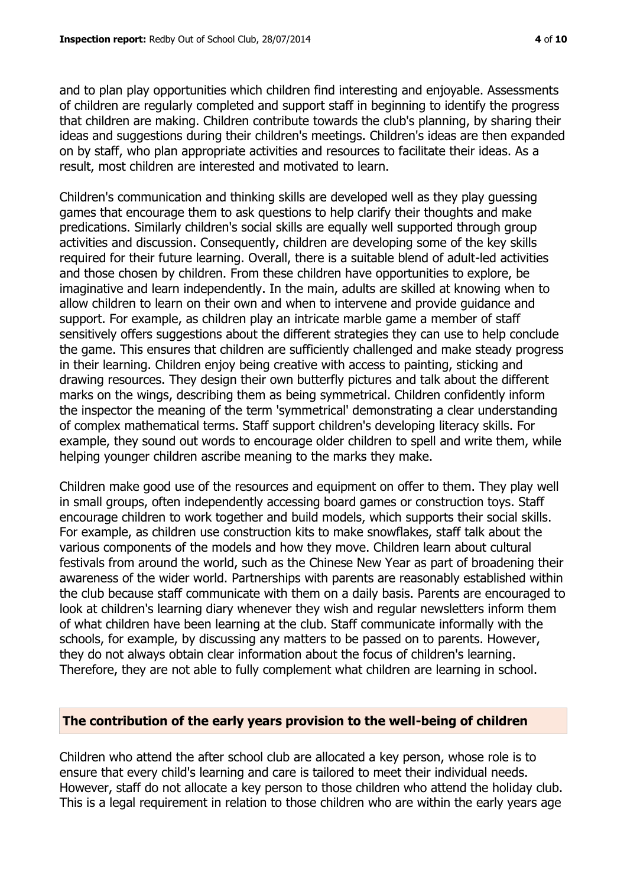and to plan play opportunities which children find interesting and enjoyable. Assessments of children are regularly completed and support staff in beginning to identify the progress that children are making. Children contribute towards the club's planning, by sharing their ideas and suggestions during their children's meetings. Children's ideas are then expanded on by staff, who plan appropriate activities and resources to facilitate their ideas. As a result, most children are interested and motivated to learn.

Children's communication and thinking skills are developed well as they play guessing games that encourage them to ask questions to help clarify their thoughts and make predications. Similarly children's social skills are equally well supported through group activities and discussion. Consequently, children are developing some of the key skills required for their future learning. Overall, there is a suitable blend of adult-led activities and those chosen by children. From these children have opportunities to explore, be imaginative and learn independently. In the main, adults are skilled at knowing when to allow children to learn on their own and when to intervene and provide guidance and support. For example, as children play an intricate marble game a member of staff sensitively offers suggestions about the different strategies they can use to help conclude the game. This ensures that children are sufficiently challenged and make steady progress in their learning. Children enjoy being creative with access to painting, sticking and drawing resources. They design their own butterfly pictures and talk about the different marks on the wings, describing them as being symmetrical. Children confidently inform the inspector the meaning of the term 'symmetrical' demonstrating a clear understanding of complex mathematical terms. Staff support children's developing literacy skills. For example, they sound out words to encourage older children to spell and write them, while helping younger children ascribe meaning to the marks they make.

Children make good use of the resources and equipment on offer to them. They play well in small groups, often independently accessing board games or construction toys. Staff encourage children to work together and build models, which supports their social skills. For example, as children use construction kits to make snowflakes, staff talk about the various components of the models and how they move. Children learn about cultural festivals from around the world, such as the Chinese New Year as part of broadening their awareness of the wider world. Partnerships with parents are reasonably established within the club because staff communicate with them on a daily basis. Parents are encouraged to look at children's learning diary whenever they wish and regular newsletters inform them of what children have been learning at the club. Staff communicate informally with the schools, for example, by discussing any matters to be passed on to parents. However, they do not always obtain clear information about the focus of children's learning. Therefore, they are not able to fully complement what children are learning in school.

## The contribution of the early years provision to the well-being of children

Children who attend the after school club are allocated a key person, whose role is to ensure that every child's learning and care is tailored to meet their individual needs. However, staff do not allocate a key person to those children who attend the holiday club. This is a legal requirement in relation to those children who are within the early years age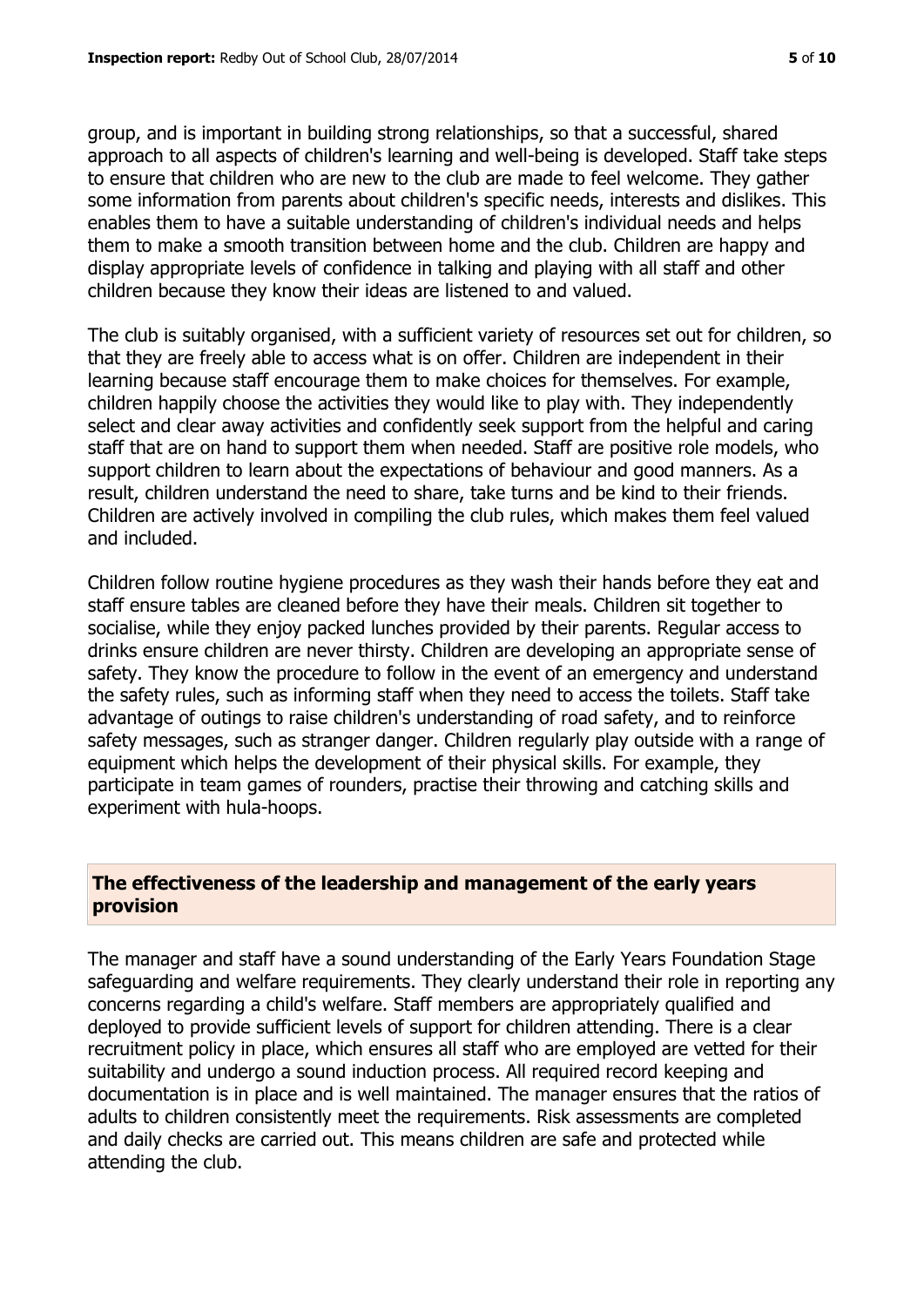group, and is important in building strong relationships, so that a successful, shared approach to all aspects of children's learning and well-being is developed. Staff take steps to ensure that children who are new to the club are made to feel welcome. They gather some information from parents about children's specific needs, interests and dislikes. This enables them to have a suitable understanding of children's individual needs and helps them to make a smooth transition between home and the club. Children are happy and display appropriate levels of confidence in talking and playing with all staff and other children because they know their ideas are listened to and valued.

The club is suitably organised, with a sufficient variety of resources set out for children, so that they are freely able to access what is on offer. Children are independent in their learning because staff encourage them to make choices for themselves. For example, children happily choose the activities they would like to play with. They independently select and clear away activities and confidently seek support from the helpful and caring staff that are on hand to support them when needed. Staff are positive role models, who support children to learn about the expectations of behaviour and good manners. As a result, children understand the need to share, take turns and be kind to their friends. Children are actively involved in compiling the club rules, which makes them feel valued and included.

Children follow routine hygiene procedures as they wash their hands before they eat and staff ensure tables are cleaned before they have their meals. Children sit together to socialise, while they enjoy packed lunches provided by their parents. Regular access to drinks ensure children are never thirsty. Children are developing an appropriate sense of safety. They know the procedure to follow in the event of an emergency and understand the safety rules, such as informing staff when they need to access the toilets. Staff take advantage of outings to raise children's understanding of road safety, and to reinforce safety messages, such as stranger danger. Children regularly play outside with a range of equipment which helps the development of their physical skills. For example, they participate in team games of rounders, practise their throwing and catching skills and experiment with hula-hoops.

## The effectiveness of the leadership and management of the early years provision

The manager and staff have a sound understanding of the Early Years Foundation Stage safeguarding and welfare requirements. They clearly understand their role in reporting any concerns regarding a child's welfare. Staff members are appropriately qualified and deployed to provide sufficient levels of support for children attending. There is a clear recruitment policy in place, which ensures all staff who are employed are vetted for their suitability and undergo a sound induction process. All required record keeping and documentation is in place and is well maintained. The manager ensures that the ratios of adults to children consistently meet the requirements. Risk assessments are completed and daily checks are carried out. This means children are safe and protected while attending the club.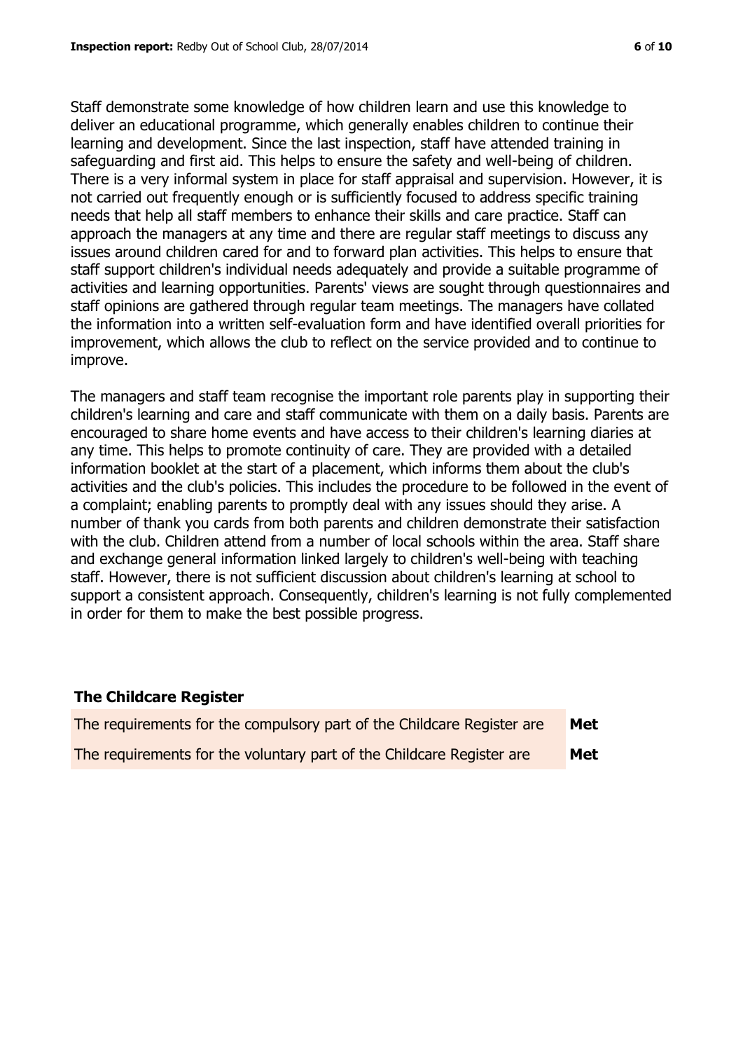Staff demonstrate some knowledge of how children learn and use this knowledge to deliver an educational programme, which generally enables children to continue their learning and development. Since the last inspection, staff have attended training in safeguarding and first aid. This helps to ensure the safety and well-being of children. There is a very informal system in place for staff appraisal and supervision. However, it is not carried out frequently enough or is sufficiently focused to address specific training needs that help all staff members to enhance their skills and care practice. Staff can approach the managers at any time and there are regular staff meetings to discuss any issues around children cared for and to forward plan activities. This helps to ensure that staff support children's individual needs adequately and provide a suitable programme of activities and learning opportunities. Parents' views are sought through questionnaires and staff opinions are gathered through regular team meetings. The managers have collated the information into a written self-evaluation form and have identified overall priorities for improvement, which allows the club to reflect on the service provided and to continue to improve.

The managers and staff team recognise the important role parents play in supporting their children's learning and care and staff communicate with them on a daily basis. Parents are encouraged to share home events and have access to their children's learning diaries at any time. This helps to promote continuity of care. They are provided with a detailed information booklet at the start of a placement, which informs them about the club's activities and the club's policies. This includes the procedure to be followed in the event of a complaint; enabling parents to promptly deal with any issues should they arise. A number of thank you cards from both parents and children demonstrate their satisfaction with the club. Children attend from a number of local schools within the area. Staff share and exchange general information linked largely to children's well-being with teaching staff. However, there is not sufficient discussion about children's learning at school to support a consistent approach. Consequently, children's learning is not fully complemented in order for them to make the best possible progress.

## The Childcare Register

| | |
|---|---|
| The requirements for the compulsory part of the Childcare Register are | **Met** |
| The requirements for the voluntary part of the Childcare Register are | **Met** |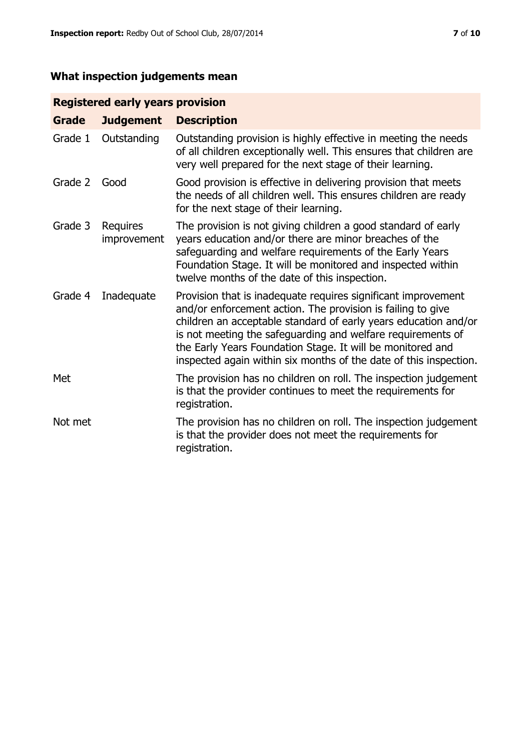## What inspection judgements mean

| Registered early years provision | | |
|---|---|---|
| **Grade** | **Judgement** | **Description** |
| Grade 1 | Outstanding | Outstanding provision is highly effective in meeting the needs of all children exceptionally well. This ensures that children are very well prepared for the next stage of their learning. |
| Grade 2 | Good | Good provision is effective in delivering provision that meets the needs of all children well. This ensures children are ready for the next stage of their learning. |
| Grade 3 | Requires improvement | The provision is not giving children a good standard of early years education and/or there are minor breaches of the safeguarding and welfare requirements of the Early Years Foundation Stage. It will be monitored and inspected within twelve months of the date of this inspection. |
| Grade 4 | Inadequate | Provision that is inadequate requires significant improvement and/or enforcement action. The provision is failing to give children an acceptable standard of early years education and/or is not meeting the safeguarding and welfare requirements of the Early Years Foundation Stage. It will be monitored and inspected again within six months of the date of this inspection. |
| Met | | The provision has no children on roll. The inspection judgement is that the provider continues to meet the requirements for registration. |
| Not met | | The provision has no children on roll. The inspection judgement is that the provider does not meet the requirements for registration. |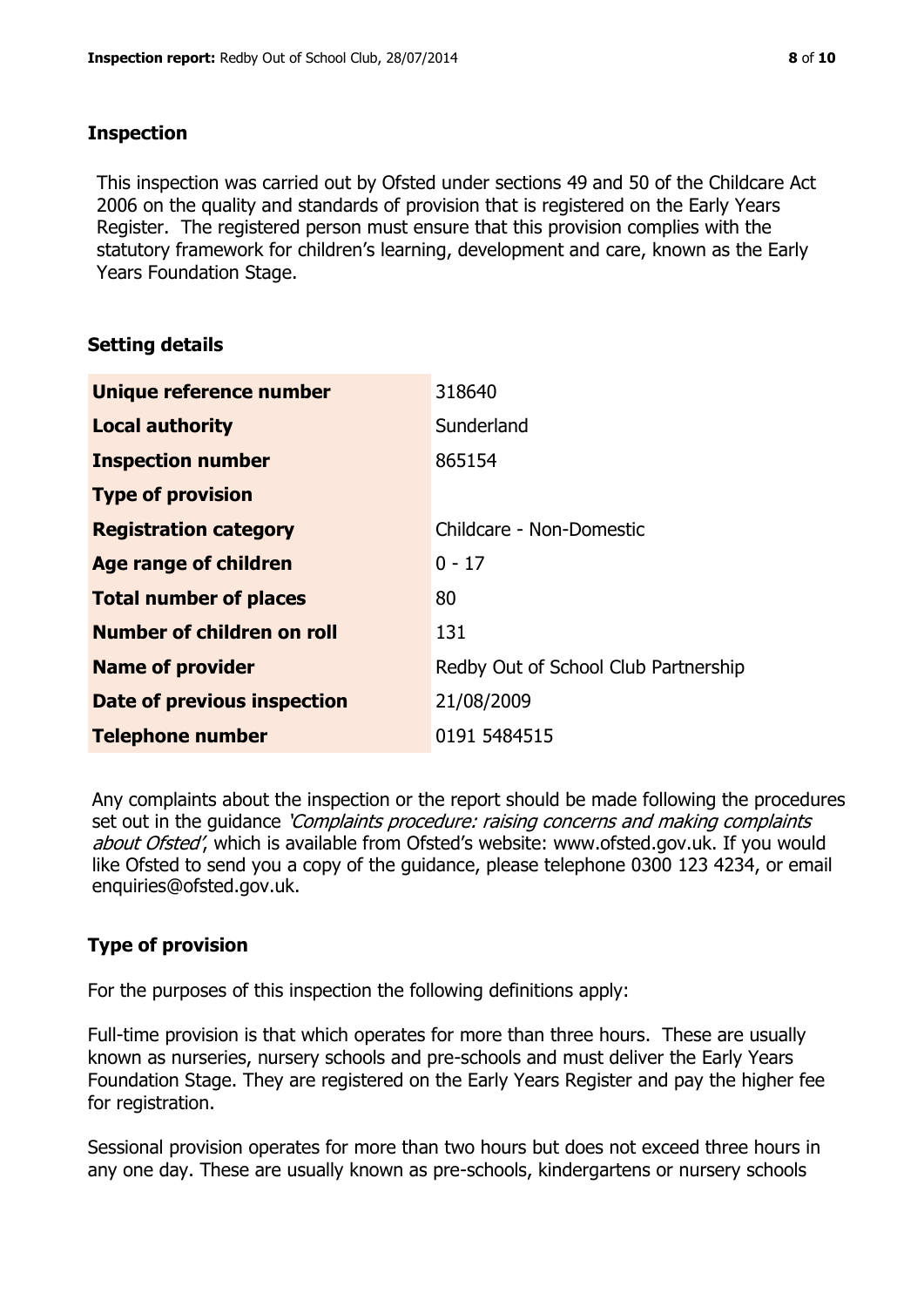## Inspection

This inspection was carried out by Ofsted under sections 49 and 50 of the Childcare Act 2006 on the quality and standards of provision that is registered on the Early Years Register. The registered person must ensure that this provision complies with the statutory framework for children's learning, development and care, known as the Early Years Foundation Stage.

## Setting details

| | |
|---|---|
| **Unique reference number** | 318640 |
| **Local authority** | Sunderland |
| **Inspection number** | 865154 |
| **Type of provision** | |
| **Registration category** | Childcare - Non-Domestic |
| **Age range of children** | 0 - 17 |
| **Total number of places** | 80 |
| **Number of children on roll** | 131 |
| **Name of provider** | Redby Out of School Club Partnership |
| **Date of previous inspection** | 21/08/2009 |
| **Telephone number** | 0191 5484515 |

Any complaints about the inspection or the report should be made following the procedures set out in the guidance *'Complaints procedure: raising concerns and making complaints about Ofsted'*, which is available from Ofsted's website: www.ofsted.gov.uk. If you would like Ofsted to send you a copy of the guidance, please telephone 0300 123 4234, or email enquiries@ofsted.gov.uk.

## Type of provision

For the purposes of this inspection the following definitions apply:

Full-time provision is that which operates for more than three hours. These are usually known as nurseries, nursery schools and pre-schools and must deliver the Early Years Foundation Stage. They are registered on the Early Years Register and pay the higher fee for registration.

Sessional provision operates for more than two hours but does not exceed three hours in any one day. These are usually known as pre-schools, kindergartens or nursery schools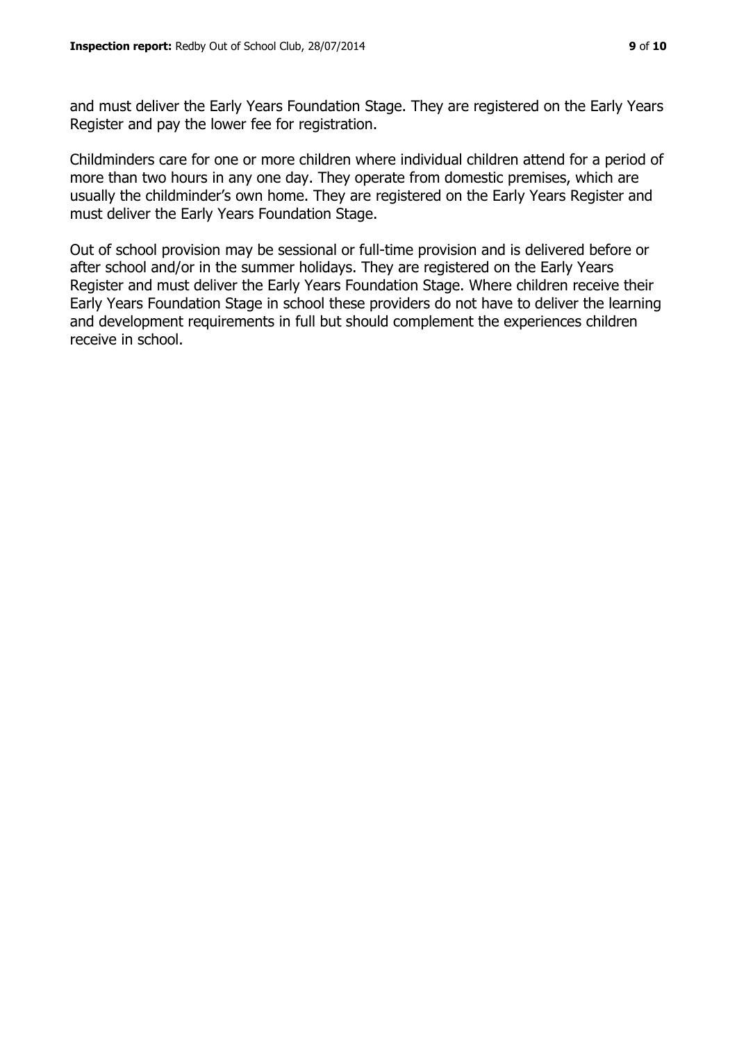and must deliver the Early Years Foundation Stage. They are registered on the Early Years Register and pay the lower fee for registration.

Childminders care for one or more children where individual children attend for a period of more than two hours in any one day. They operate from domestic premises, which are usually the childminder's own home. They are registered on the Early Years Register and must deliver the Early Years Foundation Stage.

Out of school provision may be sessional or full-time provision and is delivered before or after school and/or in the summer holidays. They are registered on the Early Years Register and must deliver the Early Years Foundation Stage. Where children receive their Early Years Foundation Stage in school these providers do not have to deliver the learning and development requirements in full but should complement the experiences children receive in school.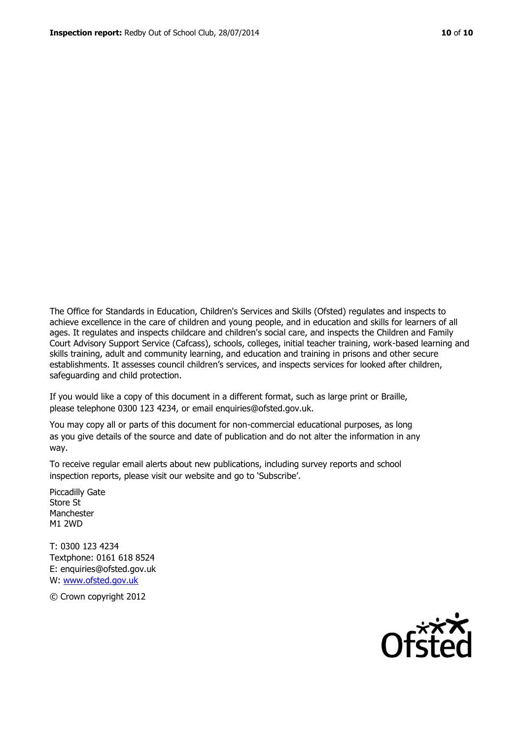The Office for Standards in Education, Children's Services and Skills (Ofsted) regulates and inspects to achieve excellence in the care of children and young people, and in education and skills for learners of all ages. It regulates and inspects childcare and children's social care, and inspects the Children and Family Court Advisory Support Service (Cafcass), schools, colleges, initial teacher training, work-based learning and skills training, adult and community learning, and education and training in prisons and other secure establishments. It assesses council children's services, and inspects services for looked after children, safeguarding and child protection.

If you would like a copy of this document in a different format, such as large print or Braille, please telephone 0300 123 4234, or email enquiries@ofsted.gov.uk.

You may copy all or parts of this document for non-commercial educational purposes, as long as you give details of the source and date of publication and do not alter the information in any way.

To receive regular email alerts about new publications, including survey reports and school inspection reports, please visit our website and go to 'Subscribe'.

Piccadilly Gate
Store St
Manchester
M1 2WD

T: 0300 123 4234
Textphone: 0161 618 8524
E: enquiries@ofsted.gov.uk
W: www.ofsted.gov.uk

© Crown copyright 2012

Ofsted